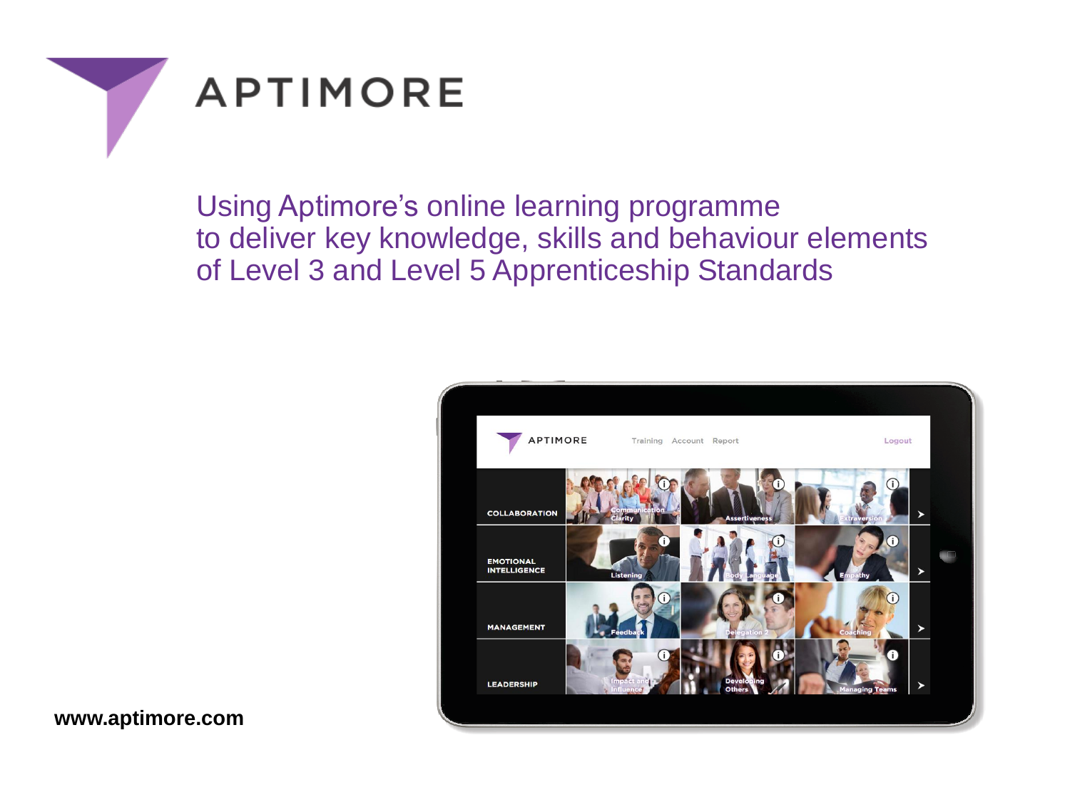# APTIMORE

## Using Aptimore's online learning programme to deliver key knowledge, skills and behaviour elements of Level 3 and Level 5 Apprenticeship Standards

**www.aptimore.com**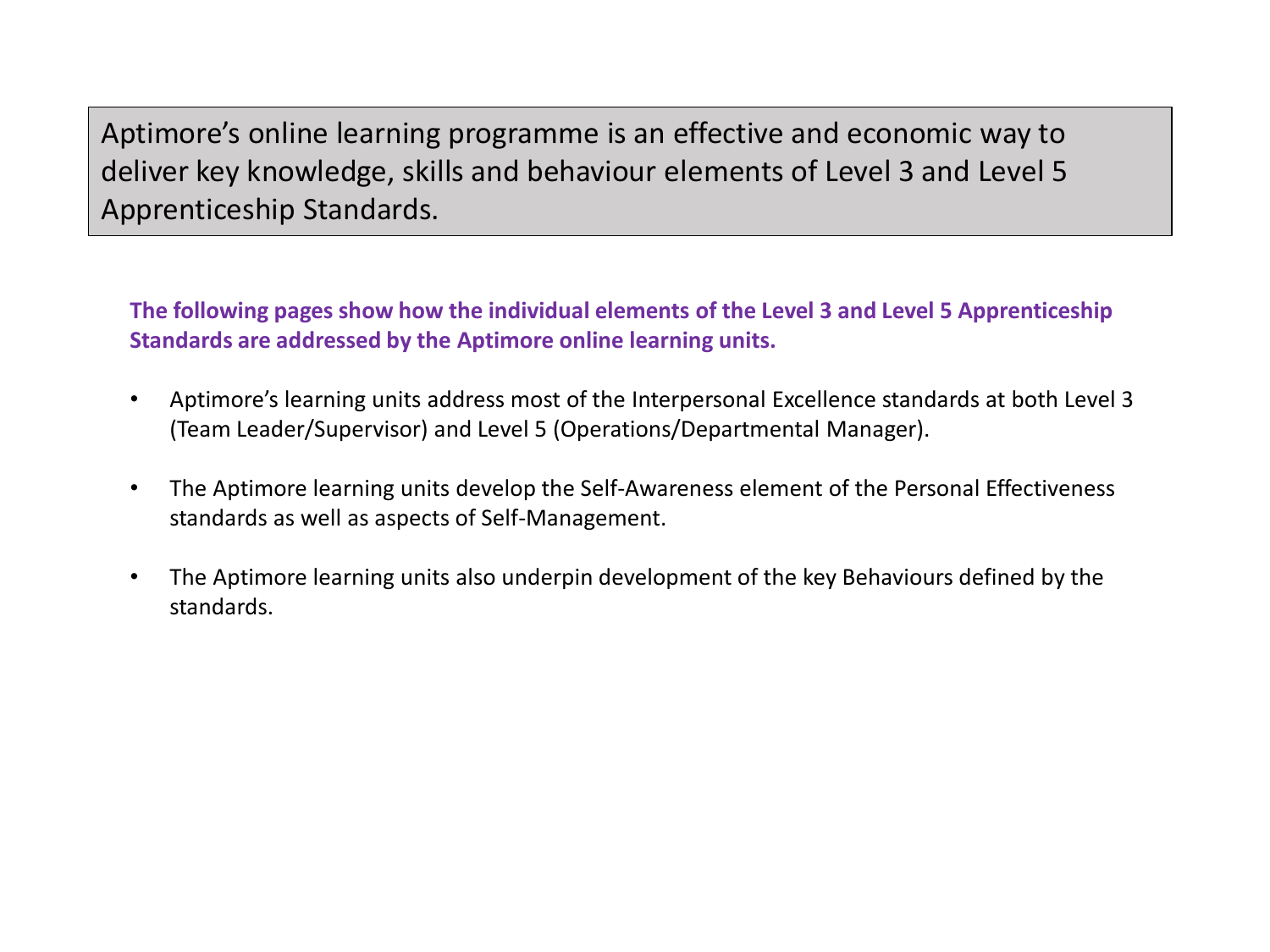Aptimore's online learning programme is an effective and economic way to deliver key knowledge, skills and behaviour elements of Level 3 and Level 5 Apprenticeship Standards.

**The following pages show how the individual elements of the Level 3 and Level 5 Apprenticeship Standards are addressed by the Aptimore online learning units.**

- Aptimore's learning units address most of the Interpersonal Excellence standards at both Level 3 (Team Leader/Supervisor) and Level 5 (Operations/Departmental Manager).
- The Aptimore learning units develop the Self-Awareness element of the Personal Effectiveness standards as well as aspects of Self-Management.
- The Aptimore learning units also underpin development of the key Behaviours defined by the standards.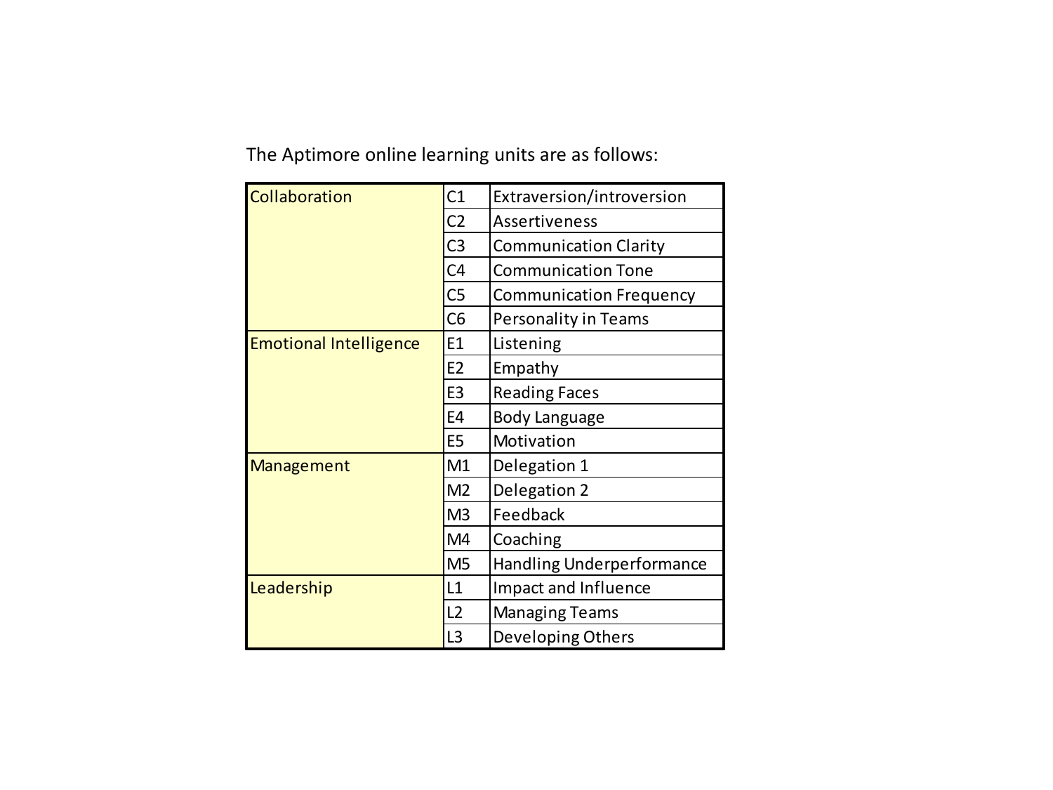The Aptimore online learning units are as follows:

| | | |
|---|---|---|
| Collaboration | C1 | Extraversion/introversion |
| | C2 | Assertiveness |
| | C3 | Communication Clarity |
| | C4 | Communication Tone |
| | C5 | Communication Frequency |
| | C6 | Personality in Teams |
| Emotional Intelligence | E1 | Listening |
| | E2 | Empathy |
| | E3 | Reading Faces |
| | E4 | Body Language |
| | E5 | Motivation |
| Management | M1 | Delegation 1 |
| | M2 | Delegation 2 |
| | M3 | Feedback |
| | M4 | Coaching |
| | M5 | Handling Underperformance |
| Leadership | L1 | Impact and Influence |
| | L2 | Managing Teams |
| | L3 | Developing Others |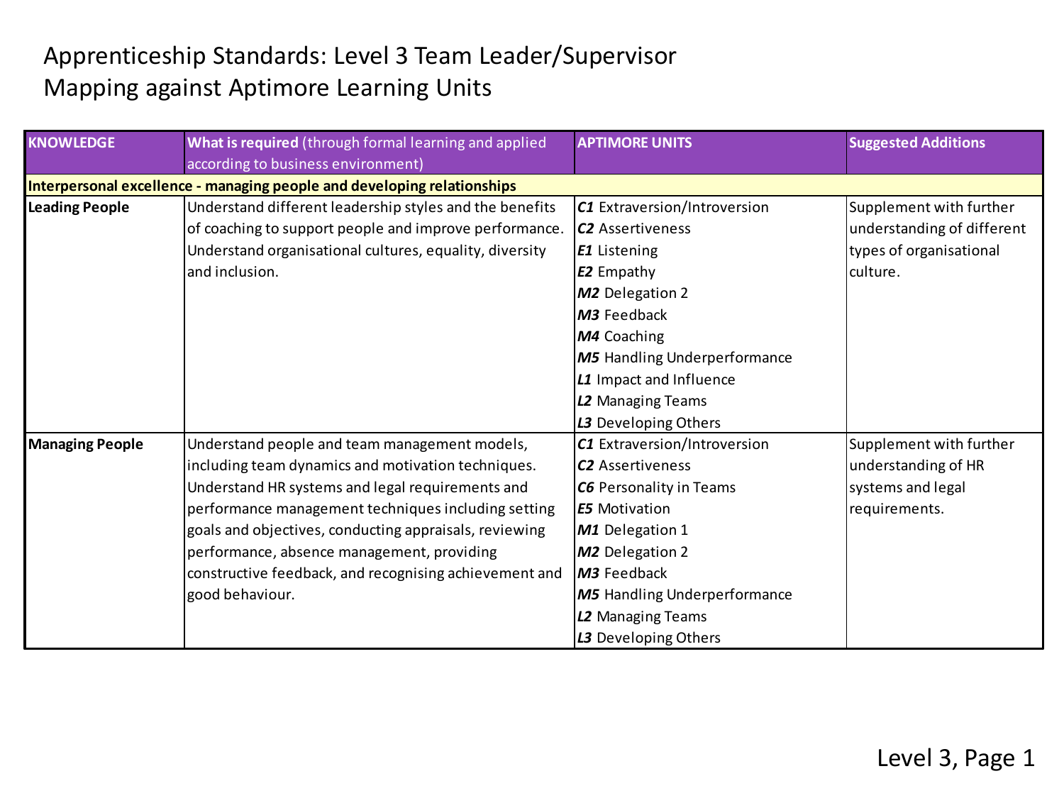# Apprenticeship Standards: Level 3 Team Leader/Supervisor
# Mapping against Aptimore Learning Units

| KNOWLEDGE | **What is required** (through formal learning and applied according to business environment) | APTIMORE UNITS | Suggested Additions |
|---|---|---|---|
| **Interpersonal excellence - managing people and developing relationships** | | | |
| **Leading People** | Understand different leadership styles and the benefits of coaching to support people and improve performance. Understand organisational cultures, equality, diversity and inclusion. | ***C1*** Extraversion/Introversion<br>***C2*** Assertiveness<br>***E1*** Listening<br>***E2*** Empathy<br>***M2*** Delegation 2<br>***M3*** Feedback<br>***M4*** Coaching<br>***M5*** Handling Underperformance<br>***L1*** Impact and Influence<br>***L2*** Managing Teams<br>***L3*** Developing Others | Supplement with further understanding of different types of organisational culture. |
| **Managing People** | Understand people and team management models, including team dynamics and motivation techniques. Understand HR systems and legal requirements and performance management techniques including setting goals and objectives, conducting appraisals, reviewing performance, absence management, providing constructive feedback, and recognising achievement and good behaviour. | ***C1*** Extraversion/Introversion<br>***C2*** Assertiveness<br>***C6*** Personality in Teams<br>***E5*** Motivation<br>***M1*** Delegation 1<br>***M2*** Delegation 2<br>***M3*** Feedback<br>***M5*** Handling Underperformance<br>***L2*** Managing Teams<br>***L3*** Developing Others | Supplement with further understanding of HR systems and legal requirements. |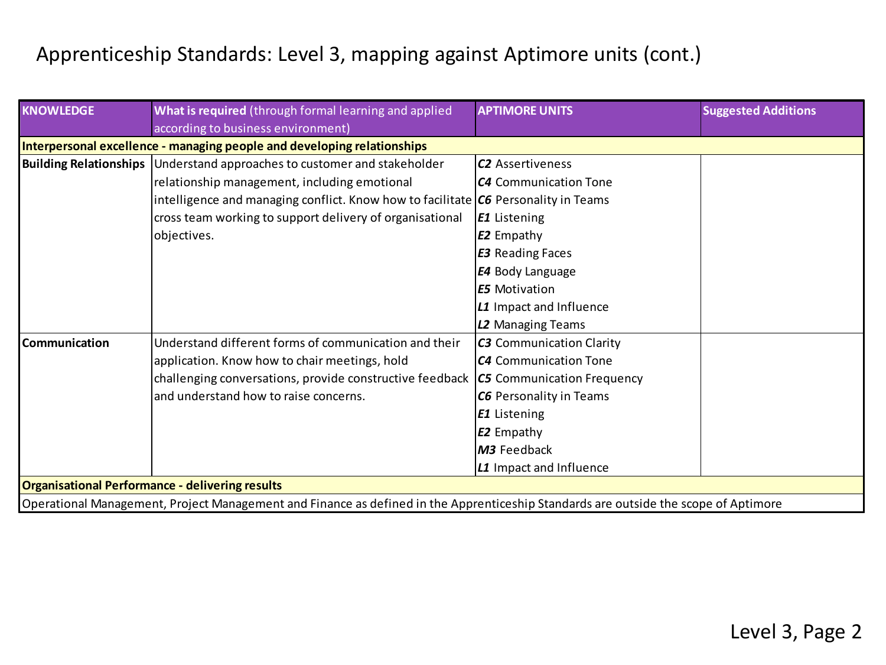# Apprenticeship Standards: Level 3, mapping against Aptimore units (cont.)

| KNOWLEDGE | What is required (through formal learning and applied according to business environment) | APTIMORE UNITS | Suggested Additions |
| --- | --- | --- | --- |
| **Interpersonal excellence - managing people and developing relationships** | | | |
| **Building Relationships** | Understand approaches to customer and stakeholder relationship management, including emotional intelligence and managing conflict. Know how to facilitate cross team working to support delivery of organisational objectives. | ***C2*** Assertiveness<br>***C4*** Communication Tone<br>***C6*** Personality in Teams<br>***E1*** Listening<br>***E2*** Empathy<br>***E3*** Reading Faces<br>***E4*** Body Language<br>***E5*** Motivation<br>***L1*** Impact and Influence<br>***L2*** Managing Teams | |
| **Communication** | Understand different forms of communication and their application. Know how to chair meetings, hold challenging conversations, provide constructive feedback and understand how to raise concerns. | ***C3*** Communication Clarity<br>***C4*** Communication Tone<br>***C5*** Communication Frequency<br>***C6*** Personality in Teams<br>***E1*** Listening<br>***E2*** Empathy<br>***M3*** Feedback<br>***L1*** Impact and Influence | |
| **Organisational Performance - delivering results** | | | |
| Operational Management, Project Management and Finance as defined in the Apprenticeship Standards are outside the scope of Aptimore | | | |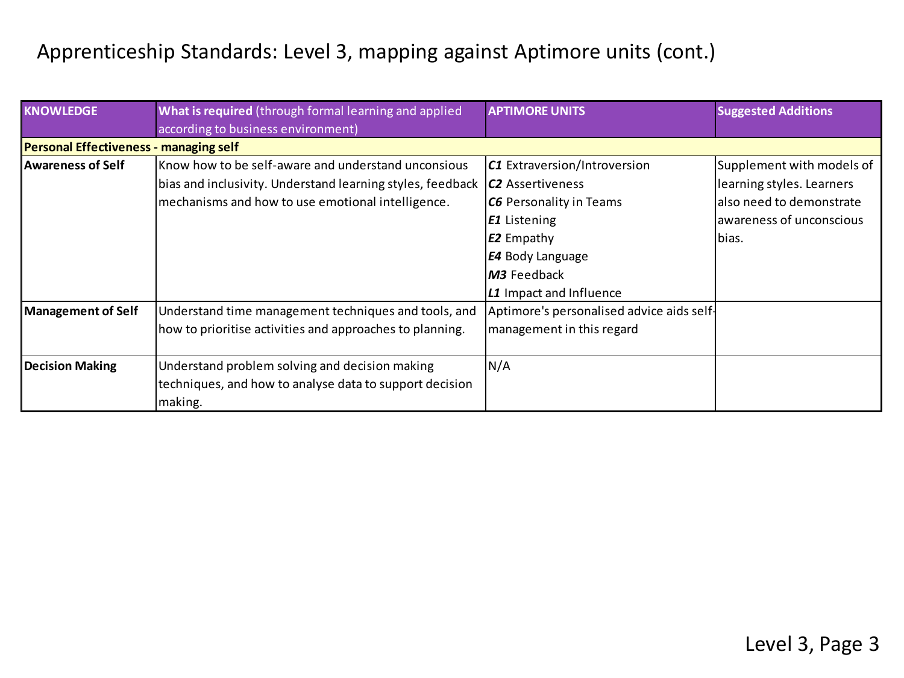# Apprenticeship Standards: Level 3, mapping against Aptimore units (cont.)

| **KNOWLEDGE** | **What is required** (through formal learning and applied according to business environment) | **APTIMORE UNITS** | **Suggested Additions** |
|---|---|---|---|
| **Personal Effectiveness - managing self** | | | |
| **Awareness of Self** | Know how to be self-aware and understand unconsious bias and inclusivity. Understand learning styles, feedback mechanisms and how to use emotional intelligence. | ***C1*** Extraversion/Introversion<br>***C2*** Assertiveness<br>***C6*** Personality in Teams<br>***E1*** Listening<br>***E2*** Empathy<br>***E4*** Body Language<br>***M3*** Feedback<br>***L1*** Impact and Influence | Supplement with models of learning styles. Learners also need to demonstrate awareness of unconscious bias. |
| **Management of Self** | Understand time management techniques and tools, and how to prioritise activities and approaches to planning. | Aptimore's personalised advice aids self-management in this regard | |
| **Decision Making** | Understand problem solving and decision making techniques, and how to analyse data to support decision making. | N/A | |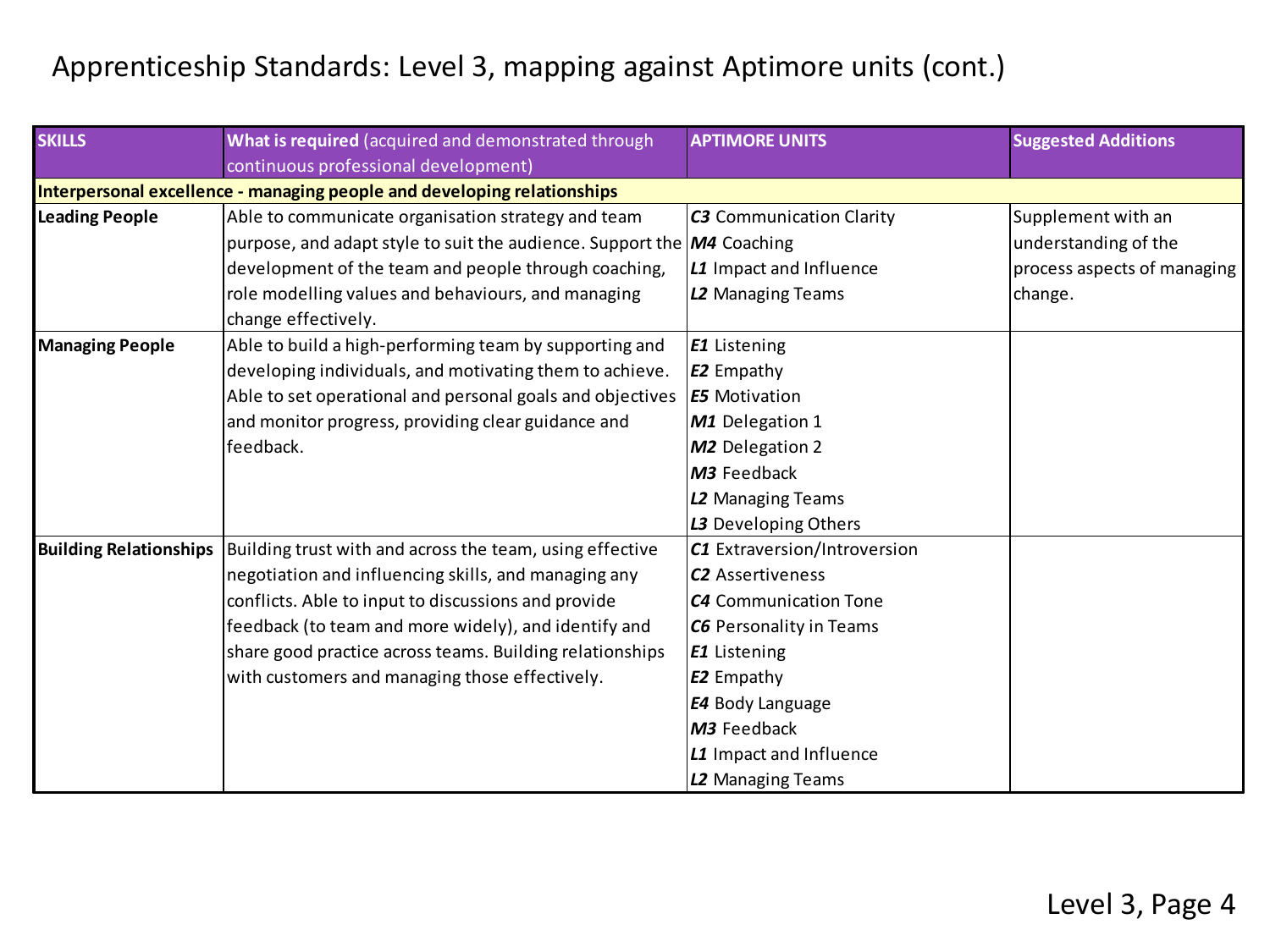# Apprenticeship Standards: Level 3, mapping against Aptimore units (cont.)

| **SKILLS** | **What is required** (acquired and demonstrated through continuous professional development) | **APTIMORE UNITS** | **Suggested Additions** |
|---|---|---|---|
| **Interpersonal excellence - managing people and developing relationships** | | | |
| **Leading People** | Able to communicate organisation strategy and team purpose, and adapt style to suit the audience. Support the development of the team and people through coaching, role modelling values and behaviours, and managing change effectively. | ***C3*** Communication Clarity<br>***M4*** Coaching<br>***L1*** Impact and Influence<br>***L2*** Managing Teams | Supplement with an understanding of the process aspects of managing change. |
| **Managing People** | Able to build a high-performing team by supporting and developing individuals, and motivating them to achieve. Able to set operational and personal goals and objectives and monitor progress, providing clear guidance and feedback. | ***E1*** Listening<br>***E2*** Empathy<br>***E5*** Motivation<br>***M1*** Delegation 1<br>***M2*** Delegation 2<br>***M3*** Feedback<br>***L2*** Managing Teams<br>***L3*** Developing Others | |
| **Building Relationships** | Building trust with and across the team, using effective negotiation and influencing skills, and managing any conflicts. Able to input to discussions and provide feedback (to team and more widely), and identify and share good practice across teams. Building relationships with customers and managing those effectively. | ***C1*** Extraversion/Introversion<br>***C2*** Assertiveness<br>***C4*** Communication Tone<br>***C6*** Personality in Teams<br>***E1*** Listening<br>***E2*** Empathy<br>***E4*** Body Language<br>***M3*** Feedback<br>***L1*** Impact and Influence<br>***L2*** Managing Teams | |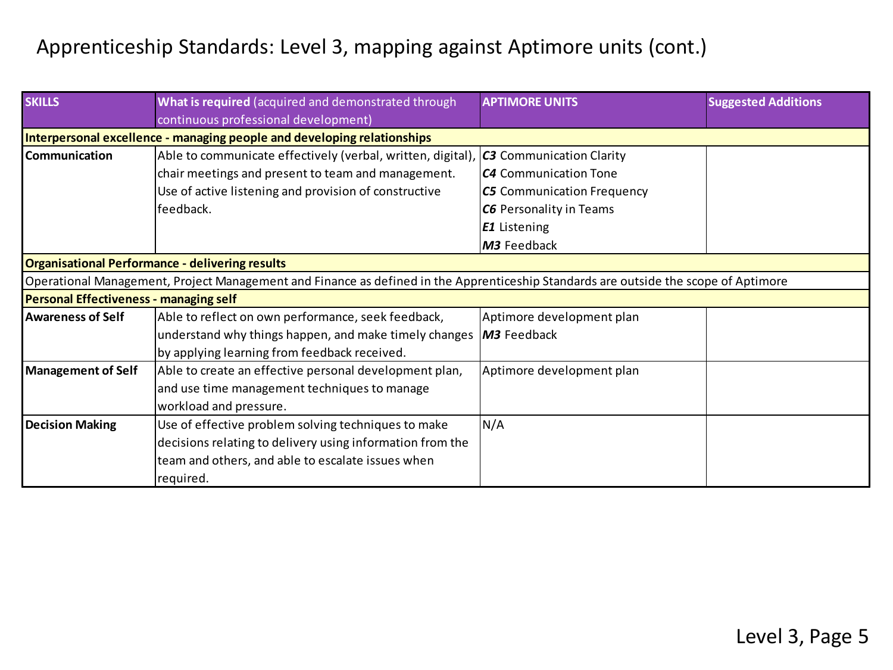# Apprenticeship Standards: Level 3, mapping against Aptimore units (cont.)

| SKILLS | **What is required** (acquired and demonstrated through continuous professional development) | APTIMORE UNITS | Suggested Additions |
|---|---|---|---|
| **Interpersonal excellence - managing people and developing relationships** | | | |
| **Communication** | Able to communicate effectively (verbal, written, digital), chair meetings and present to team and management. Use of active listening and provision of constructive feedback. | ***C3*** Communication Clarity<br>***C4*** Communication Tone<br>***C5*** Communication Frequency<br>***C6*** Personality in Teams<br>***E1*** Listening<br>***M3*** Feedback | |
| **Organisational Performance - delivering results** | | | |
| Operational Management, Project Management and Finance as defined in the Apprenticeship Standards are outside the scope of Aptimore | | | |
| **Personal Effectiveness - managing self** | | | |
| **Awareness of Self** | Able to reflect on own performance, seek feedback, understand why things happen, and make timely changes by applying learning from feedback received. | Aptimore development plan<br>***M3*** Feedback | |
| **Management of Self** | Able to create an effective personal development plan, and use time management techniques to manage workload and pressure. | Aptimore development plan | |
| **Decision Making** | Use of effective problem solving techniques to make decisions relating to delivery using information from the team and others, and able to escalate issues when required. | N/A | |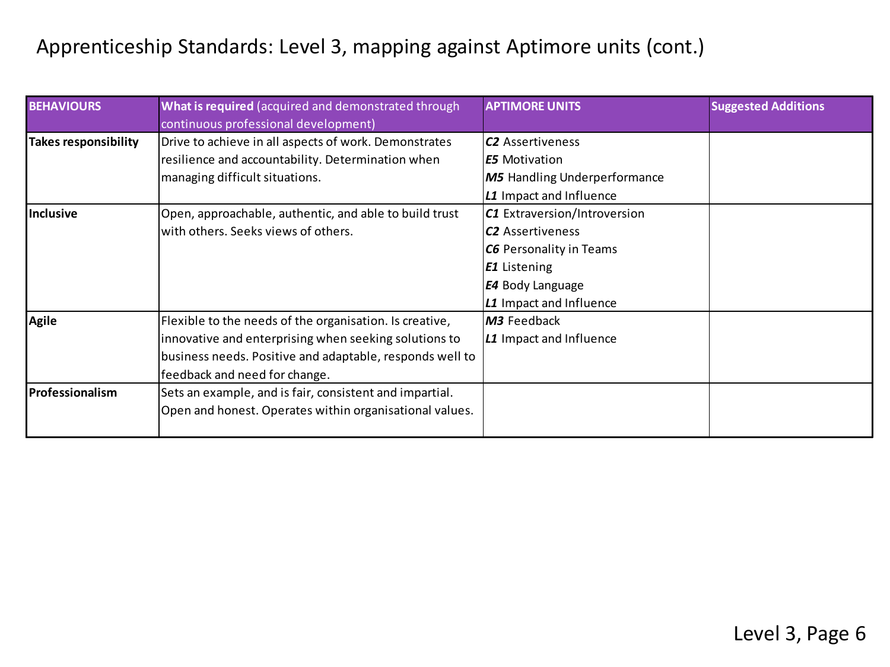# Apprenticeship Standards: Level 3, mapping against Aptimore units (cont.)

| **BEHAVIOURS** | **What is required** (acquired and demonstrated through continuous professional development) | **APTIMORE UNITS** | **Suggested Additions** |
|---|---|---|---|
| **Takes responsibility** | Drive to achieve in all aspects of work. Demonstrates resilience and accountability. Determination when managing difficult situations. | ***C2*** Assertiveness<br>***E5*** Motivation<br>***M5*** Handling Underperformance<br>***L1*** Impact and Influence | |
| **Inclusive** | Open, approachable, authentic, and able to build trust with others. Seeks views of others. | ***C1*** Extraversion/Introversion<br>***C2*** Assertiveness<br>***C6*** Personality in Teams<br>***E1*** Listening<br>***E4*** Body Language<br>***L1*** Impact and Influence | |
| **Agile** | Flexible to the needs of the organisation. Is creative, innovative and enterprising when seeking solutions to business needs. Positive and adaptable, responds well to feedback and need for change. | ***M3*** Feedback<br>***L1*** Impact and Influence | |
| **Professionalism** | Sets an example, and is fair, consistent and impartial. Open and honest. Operates within organisational values. | | |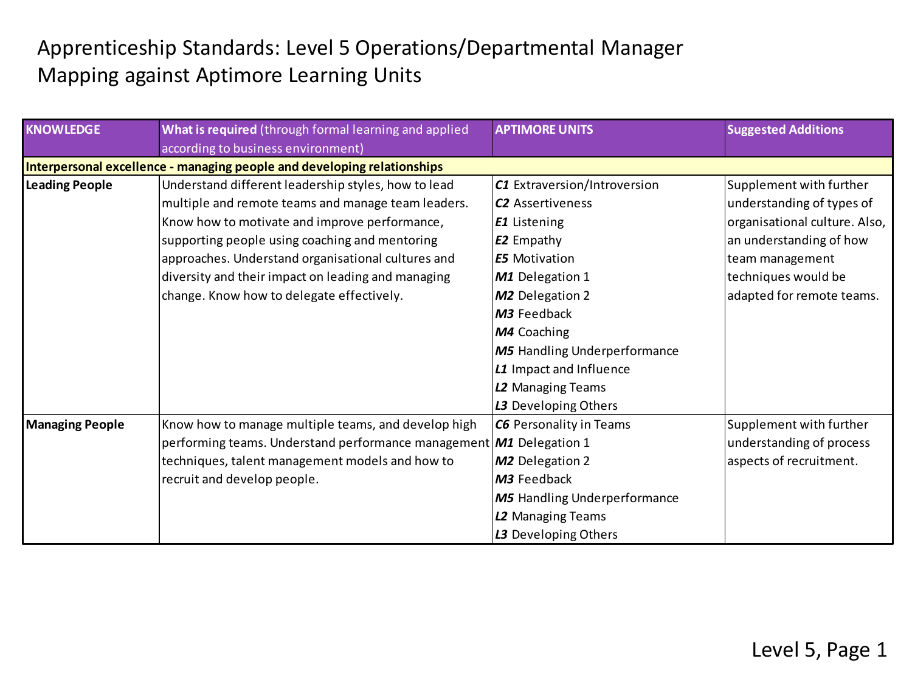# Apprenticeship Standards: Level 5 Operations/Departmental Manager
# Mapping against Aptimore Learning Units

| KNOWLEDGE | **What is required** (through formal learning and applied according to business environment) | APTIMORE UNITS | Suggested Additions |
|---|---|---|---|
| **Interpersonal excellence - managing people and developing relationships** | | | |
| **Leading People** | Understand different leadership styles, how to lead multiple and remote teams and manage team leaders. Know how to motivate and improve performance, supporting people using coaching and mentoring approaches. Understand organisational cultures and diversity and their impact on leading and managing change. Know how to delegate effectively. | ***C1*** Extraversion/Introversion<br>***C2*** Assertiveness<br>***E1*** Listening<br>***E2*** Empathy<br>***E5*** Motivation<br>***M1*** Delegation 1<br>***M2*** Delegation 2<br>***M3*** Feedback<br>***M4*** Coaching<br>***M5*** Handling Underperformance<br>***L1*** Impact and Influence<br>***L2*** Managing Teams<br>***L3*** Developing Others | Supplement with further understanding of types of organisational culture. Also, an understanding of how team management techniques would be adapted for remote teams. |
| **Managing People** | Know how to manage multiple teams, and develop high performing teams. Understand performance management techniques, talent management models and how to recruit and develop people. | ***C6*** Personality in Teams<br>***M1*** Delegation 1<br>***M2*** Delegation 2<br>***M3*** Feedback<br>***M5*** Handling Underperformance<br>***L2*** Managing Teams<br>***L3*** Developing Others | Supplement with further understanding of process aspects of recruitment. |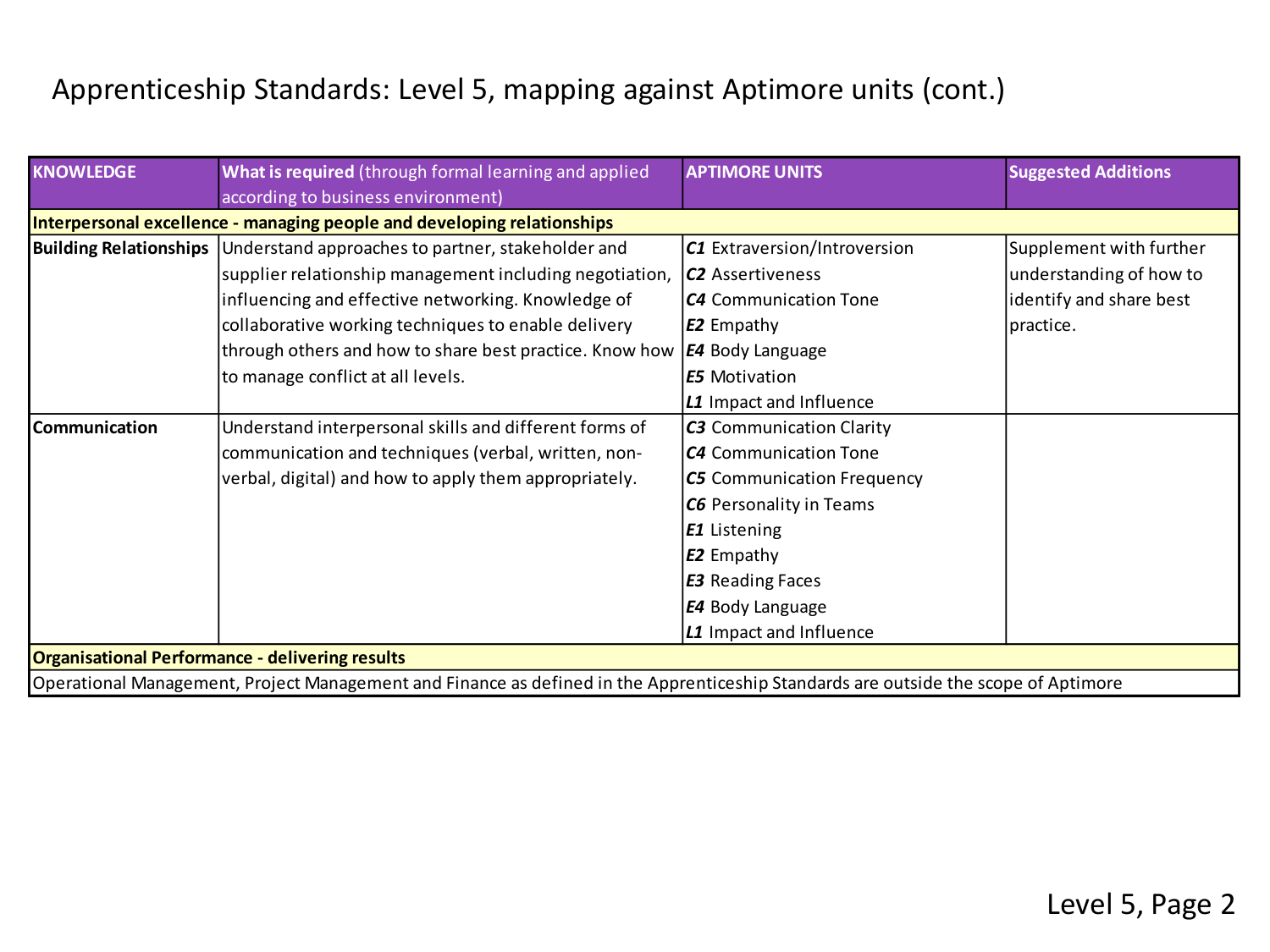# Apprenticeship Standards: Level 5, mapping against Aptimore units (cont.)

| KNOWLEDGE | **What is required** (through formal learning and applied according to business environment) | APTIMORE UNITS | Suggested Additions |
|---|---|---|---|
| **Interpersonal excellence - managing people and developing relationships** | | | |
| **Building Relationships** | Understand approaches to partner, stakeholder and supplier relationship management including negotiation, influencing and effective networking. Knowledge of collaborative working techniques to enable delivery through others and how to share best practice. Know how to manage conflict at all levels. | ***C1*** Extraversion/Introversion<br>***C2*** Assertiveness<br>***C4*** Communication Tone<br>***E2*** Empathy<br>***E4*** Body Language<br>***E5*** Motivation<br>***L1*** Impact and Influence | Supplement with further understanding of how to identify and share best practice. |
| **Communication** | Understand interpersonal skills and different forms of communication and techniques (verbal, written, non-verbal, digital) and how to apply them appropriately. | ***C3*** Communication Clarity<br>***C4*** Communication Tone<br>***C5*** Communication Frequency<br>***C6*** Personality in Teams<br>***E1*** Listening<br>***E2*** Empathy<br>***E3*** Reading Faces<br>***E4*** Body Language<br>***L1*** Impact and Influence | |
| **Organisational Performance - delivering results** | | | |
| Operational Management, Project Management and Finance as defined in the Apprenticeship Standards are outside the scope of Aptimore | | | |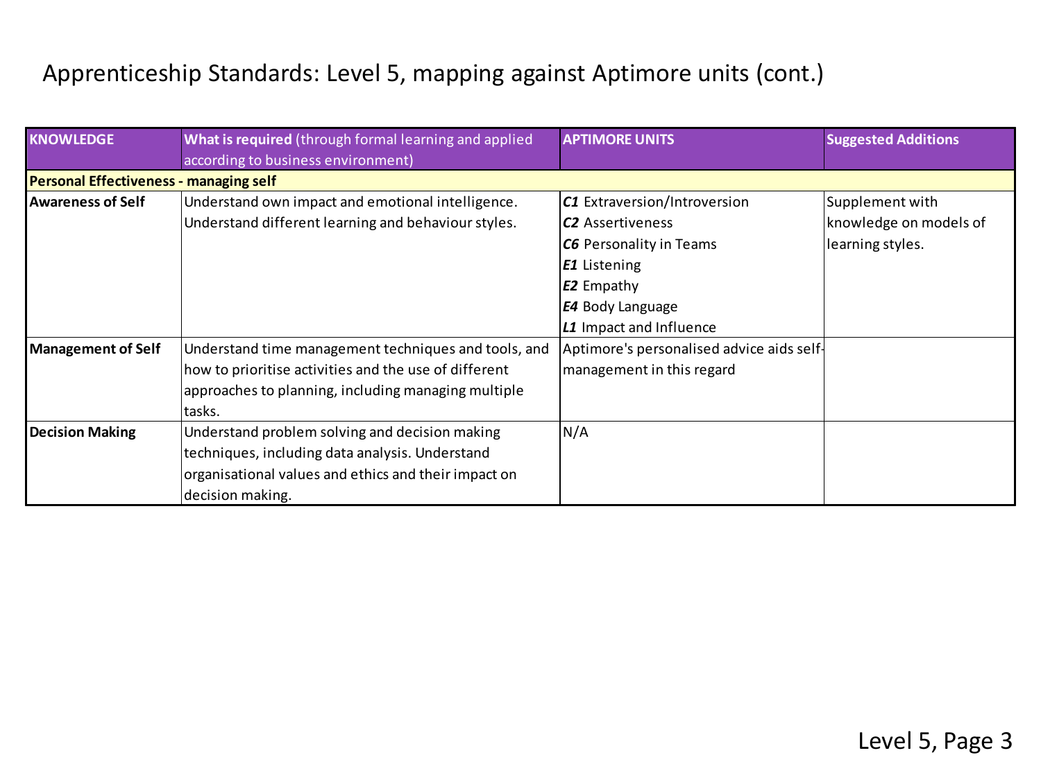# Apprenticeship Standards: Level 5, mapping against Aptimore units (cont.)

| KNOWLEDGE | **What is required** (through formal learning and applied according to business environment) | APTIMORE UNITS | Suggested Additions |
|---|---|---|---|
| **Personal Effectiveness - managing self** | | | |
| **Awareness of Self** | Understand own impact and emotional intelligence. Understand different learning and behaviour styles. | ***C1*** Extraversion/Introversion<br>***C2*** Assertiveness<br>***C6*** Personality in Teams<br>***E1*** Listening<br>***E2*** Empathy<br>***E4*** Body Language<br>***L1*** Impact and Influence | Supplement with knowledge on models of learning styles. |
| **Management of Self** | Understand time management techniques and tools, and how to prioritise activities and the use of different approaches to planning, including managing multiple tasks. | Aptimore's personalised advice aids self-management in this regard | |
| **Decision Making** | Understand problem solving and decision making techniques, including data analysis. Understand organisational values and ethics and their impact on decision making. | N/A | |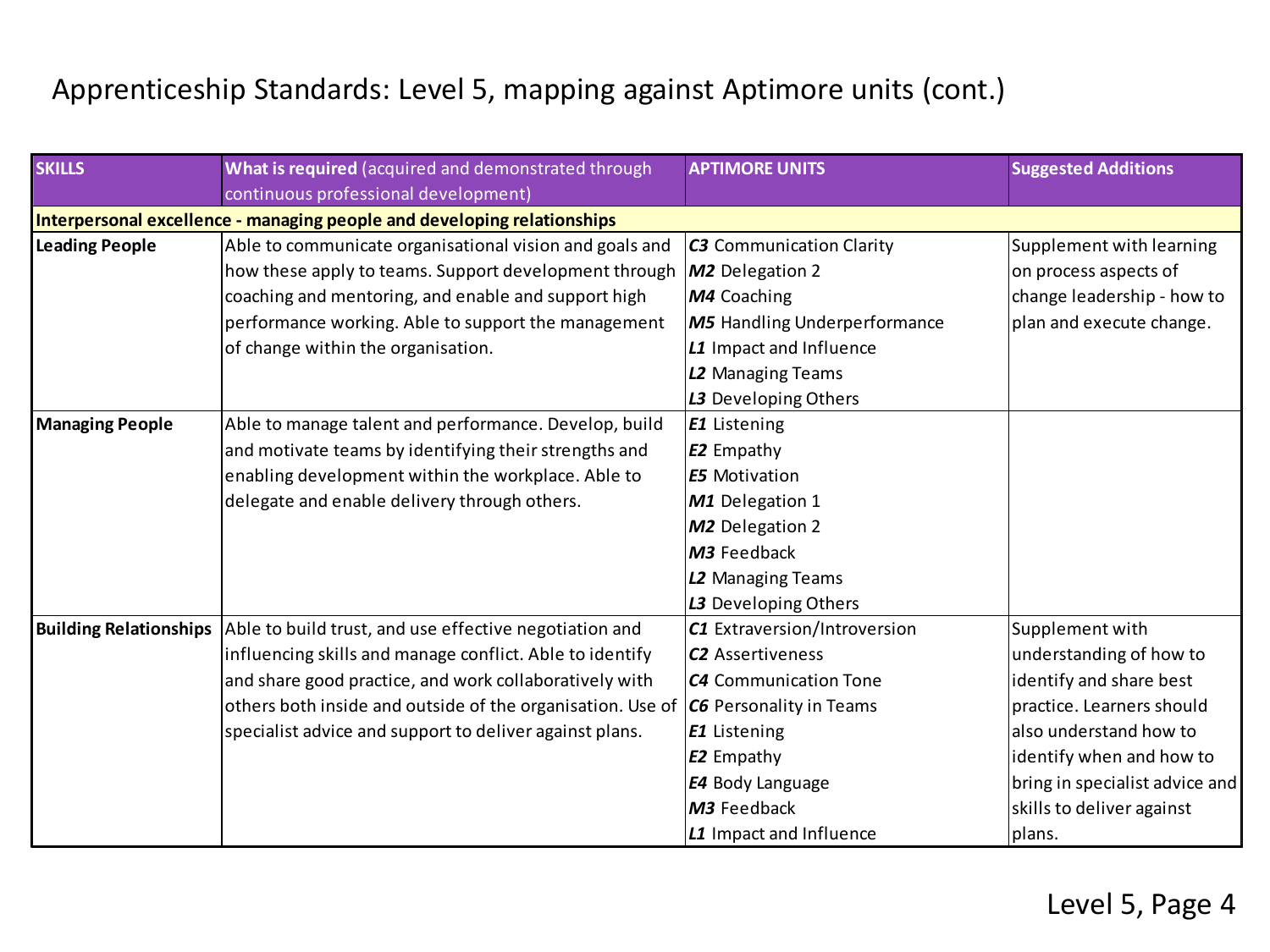# Apprenticeship Standards: Level 5, mapping against Aptimore units (cont.)

| SKILLS | **What is required** (acquired and demonstrated through continuous professional development) | APTIMORE UNITS | Suggested Additions |
|---|---|---|---|
| **Interpersonal excellence - managing people and developing relationships** | | | |
| **Leading People** | Able to communicate organisational vision and goals and how these apply to teams. Support development through coaching and mentoring, and enable and support high performance working. Able to support the management of change within the organisation. | ***C3*** Communication Clarity<br>***M2*** Delegation 2<br>***M4*** Coaching<br>***M5*** Handling Underperformance<br>***L1*** Impact and Influence<br>***L2*** Managing Teams<br>***L3*** Developing Others | Supplement with learning on process aspects of change leadership - how to plan and execute change. |
| **Managing People** | Able to manage talent and performance. Develop, build and motivate teams by identifying their strengths and enabling development within the workplace. Able to delegate and enable delivery through others. | ***E1*** Listening<br>***E2*** Empathy<br>***E5*** Motivation<br>***M1*** Delegation 1<br>***M2*** Delegation 2<br>***M3*** Feedback<br>***L2*** Managing Teams<br>***L3*** Developing Others | |
| **Building Relationships** | Able to build trust, and use effective negotiation and influencing skills and manage conflict. Able to identify and share good practice, and work collaboratively with others both inside and outside of the organisation. Use of specialist advice and support to deliver against plans. | ***C1*** Extraversion/Introversion<br>***C2*** Assertiveness<br>***C4*** Communication Tone<br>***C6*** Personality in Teams<br>***E1*** Listening<br>***E2*** Empathy<br>***E4*** Body Language<br>***M3*** Feedback<br>***L1*** Impact and Influence | Supplement with understanding of how to identify and share best practice. Learners should also understand how to identify when and how to bring in specialist advice and skills to deliver against plans. |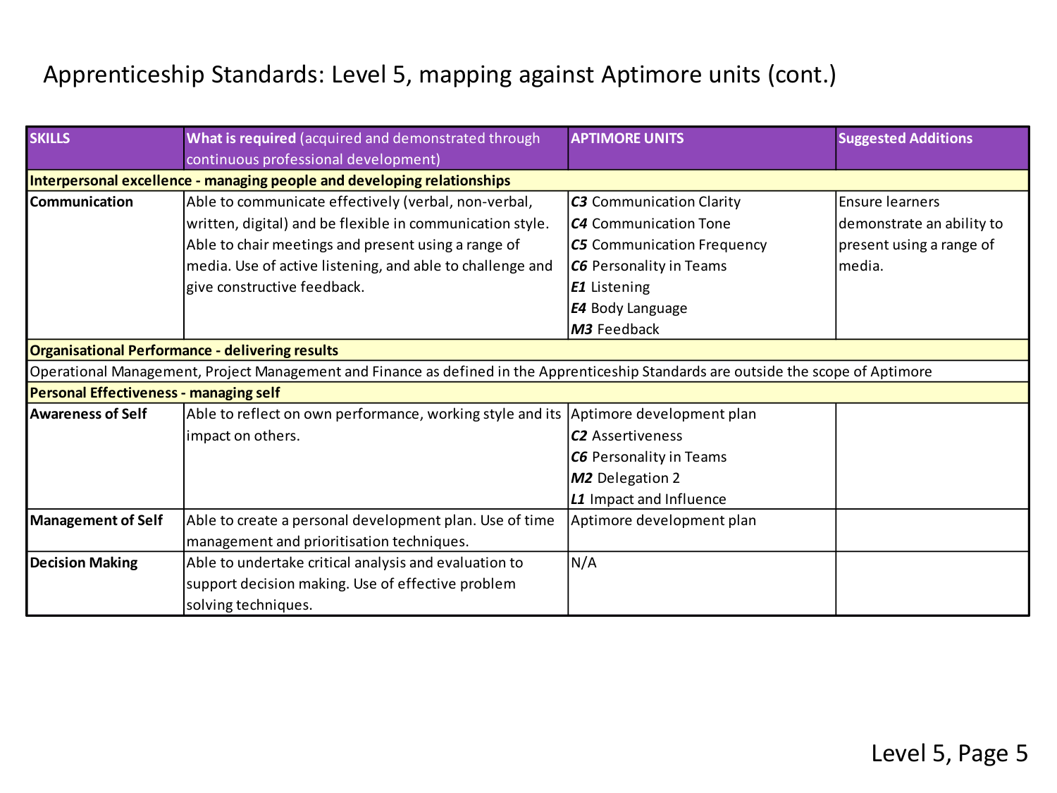# Apprenticeship Standards: Level 5, mapping against Aptimore units (cont.)

| SKILLS | **What is required** (acquired and demonstrated through continuous professional development) | APTIMORE UNITS | Suggested Additions |
|---|---|---|---|
| **Interpersonal excellence - managing people and developing relationships** | | | |
| **Communication** | Able to communicate effectively (verbal, non-verbal, written, digital) and be flexible in communication style. Able to chair meetings and present using a range of media. Use of active listening, and able to challenge and give constructive feedback. | ***C3*** Communication Clarity<br>***C4*** Communication Tone<br>***C5*** Communication Frequency<br>***C6*** Personality in Teams<br>***E1*** Listening<br>***E4*** Body Language<br>***M3*** Feedback | Ensure learners demonstrate an ability to present using a range of media. |
| **Organisational Performance - delivering results** | | | |
| Operational Management, Project Management and Finance as defined in the Apprenticeship Standards are outside the scope of Aptimore | | | |
| **Personal Effectiveness - managing self** | | | |
| **Awareness of Self** | Able to reflect on own performance, working style and its impact on others. | Aptimore development plan<br>***C2*** Assertiveness<br>***C6*** Personality in Teams<br>***M2*** Delegation 2<br>***L1*** Impact and Influence | |
| **Management of Self** | Able to create a personal development plan. Use of time management and prioritisation techniques. | Aptimore development plan | |
| **Decision Making** | Able to undertake critical analysis and evaluation to support decision making. Use of effective problem solving techniques. | N/A | |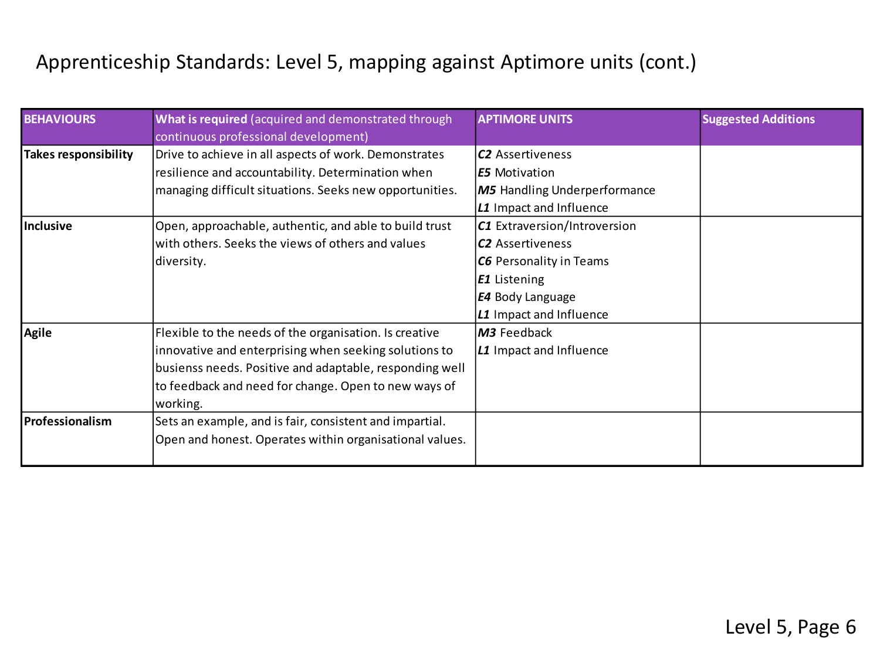# Apprenticeship Standards: Level 5, mapping against Aptimore units (cont.)

| **BEHAVIOURS** | **What is required** (acquired and demonstrated through continuous professional development) | **APTIMORE UNITS** | **Suggested Additions** |
|---|---|---|---|
| **Takes responsibility** | Drive to achieve in all aspects of work. Demonstrates resilience and accountability. Determination when managing difficult situations. Seeks new opportunities. | ***C2*** Assertiveness<br>***E5*** Motivation<br>***M5*** Handling Underperformance<br>***L1*** Impact and Influence | |
| **Inclusive** | Open, approachable, authentic, and able to build trust with others. Seeks the views of others and values diversity. | ***C1*** Extraversion/Introversion<br>***C2*** Assertiveness<br>***C6*** Personality in Teams<br>***E1*** Listening<br>***E4*** Body Language<br>***L1*** Impact and Influence | |
| **Agile** | Flexible to the needs of the organisation. Is creative innovative and enterprising when seeking solutions to busienss needs. Positive and adaptable, responding well to feedback and need for change. Open to new ways of working. | ***M3*** Feedback<br>***L1*** Impact and Influence | |
| **Professionalism** | Sets an example, and is fair, consistent and impartial. Open and honest. Operates within organisational values. | | |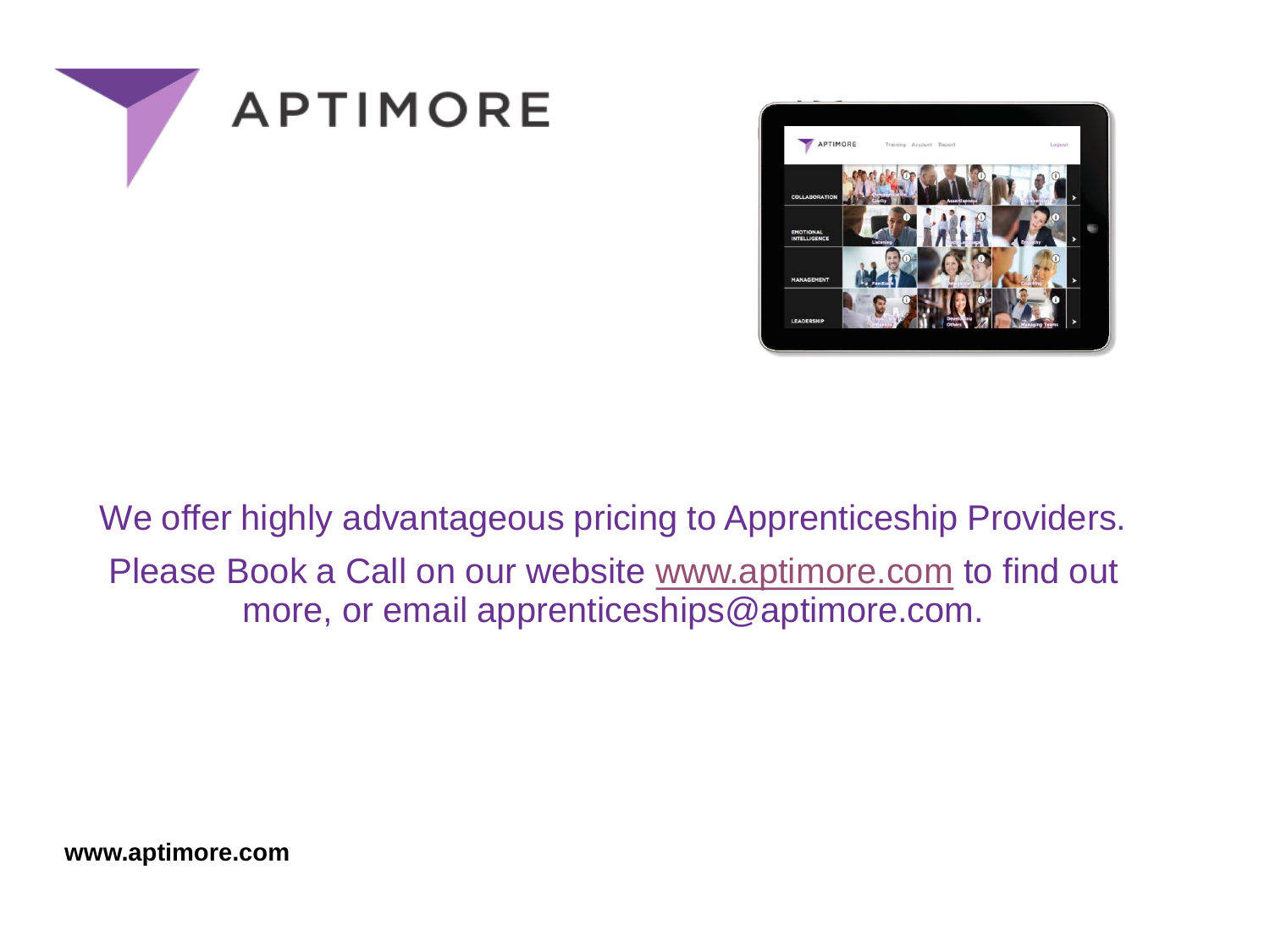# APTIMORE

We offer highly advantageous pricing to Apprenticeship Providers.

Please Book a Call on our website [www.aptimore.com](http://www.aptimore.com) to find out more, or email apprenticeships@aptimore.com.

**www.aptimore.com**